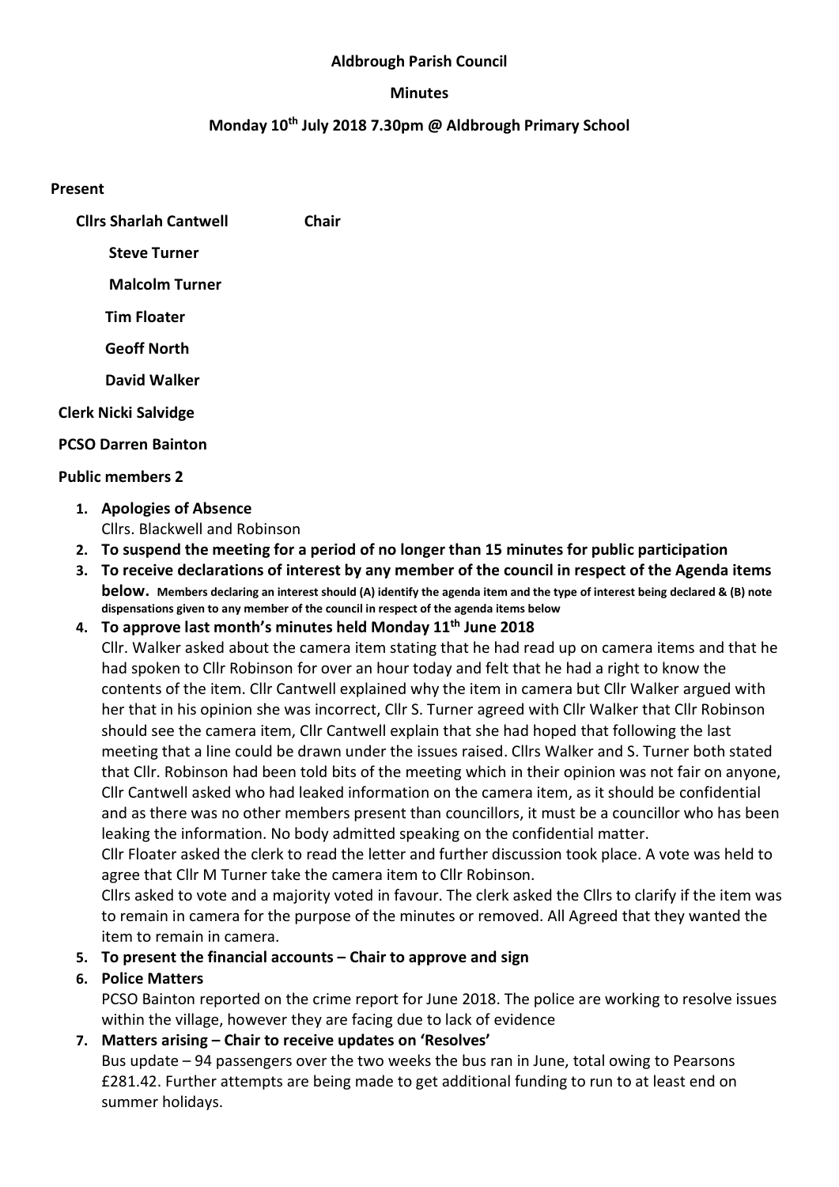**Aldbrough Parish Council**

**Minutes**

**Monday 10th July 2018 7.30pm @ Aldbrough Primary School**

**Present**

**Cllrs Sharlah Cantwell** **Chair**

**Steve Turner**

**Malcolm Turner**

**Tim Floater**

**Geoff North**

**David Walker**

**Clerk Nicki Salvidge**

**PCSO Darren Bainton**

**Public members 2**

1. **Apologies of Absence**
   Cllrs. Blackwell and Robinson
2. **To suspend the meeting for a period of no longer than 15 minutes for public participation**
3. **To receive declarations of interest by any member of the council in respect of the Agenda items below.** **Members declaring an interest should (A) identify the agenda item and the type of interest being declared & (B) note dispensations given to any member of the council in respect of the agenda items below**
4. **To approve last month's minutes held Monday 11th June 2018**
   Cllr. Walker asked about the camera item stating that he had read up on camera items and that he had spoken to Cllr Robinson for over an hour today and felt that he had a right to know the contents of the item. Cllr Cantwell explained why the item in camera but Cllr Walker argued with her that in his opinion she was incorrect, Cllr S. Turner agreed with Cllr Walker that Cllr Robinson should see the camera item, Cllr Cantwell explain that she had hoped that following the last meeting that a line could be drawn under the issues raised. Cllrs Walker and S. Turner both stated that Cllr. Robinson had been told bits of the meeting which in their opinion was not fair on anyone, Cllr Cantwell asked who had leaked information on the camera item, as it should be confidential and as there was no other members present than councillors, it must be a councillor who has been leaking the information. No body admitted speaking on the confidential matter.
   Cllr Floater asked the clerk to read the letter and further discussion took place. A vote was held to agree that Cllr M Turner take the camera item to Cllr Robinson.
   Cllrs asked to vote and a majority voted in favour. The clerk asked the Cllrs to clarify if the item was to remain in camera for the purpose of the minutes or removed. All Agreed that they wanted the item to remain in camera.
5. **To present the financial accounts – Chair to approve and sign**
6. **Police Matters**
   PCSO Bainton reported on the crime report for June 2018. The police are working to resolve issues within the village, however they are facing due to lack of evidence
7. **Matters arising – Chair to receive updates on 'Resolves'**
   Bus update – 94 passengers over the two weeks the bus ran in June, total owing to Pearsons £281.42. Further attempts are being made to get additional funding to run to at least end on summer holidays.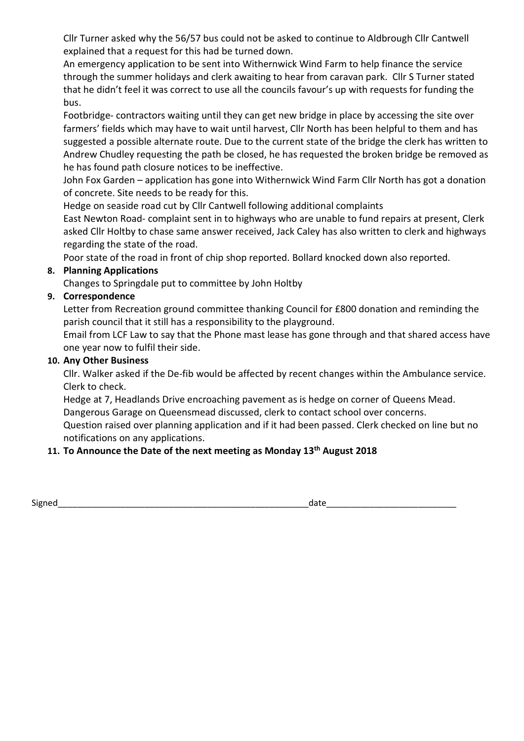Cllr Turner asked why the 56/57 bus could not be asked to continue to Aldbrough Cllr Cantwell explained that a request for this had be turned down.

An emergency application to be sent into Withernwick Wind Farm to help finance the service through the summer holidays and clerk awaiting to hear from caravan park. Cllr S Turner stated that he didn't feel it was correct to use all the councils favour's up with requests for funding the bus.

Footbridge- contractors waiting until they can get new bridge in place by accessing the site over farmers' fields which may have to wait until harvest, Cllr North has been helpful to them and has suggested a possible alternate route. Due to the current state of the bridge the clerk has written to Andrew Chudley requesting the path be closed, he has requested the broken bridge be removed as he has found path closure notices to be ineffective.

John Fox Garden – application has gone into Withernwick Wind Farm Cllr North has got a donation of concrete. Site needs to be ready for this.

Hedge on seaside road cut by Cllr Cantwell following additional complaints

East Newton Road- complaint sent in to highways who are unable to fund repairs at present, Clerk asked Cllr Holtby to chase same answer received, Jack Caley has also written to clerk and highways regarding the state of the road.

Poor state of the road in front of chip shop reported. Bollard knocked down also reported.

8. **Planning Applications**

   Changes to Springdale put to committee by John Holtby

9. **Correspondence**

   Letter from Recreation ground committee thanking Council for £800 donation and reminding the parish council that it still has a responsibility to the playground.

   Email from LCF Law to say that the Phone mast lease has gone through and that shared access have one year now to fulfil their side.

10. **Any Other Business**

    Cllr. Walker asked if the De-fib would be affected by recent changes within the Ambulance service. Clerk to check.

    Hedge at 7, Headlands Drive encroaching pavement as is hedge on corner of Queens Mead.

    Dangerous Garage on Queensmead discussed, clerk to contact school over concerns.

    Question raised over planning application and if it had been passed. Clerk checked on line but no notifications on any applications.

11. **To Announce the Date of the next meeting as Monday 13th August 2018**

Signed_____________________________________________________date___________________________